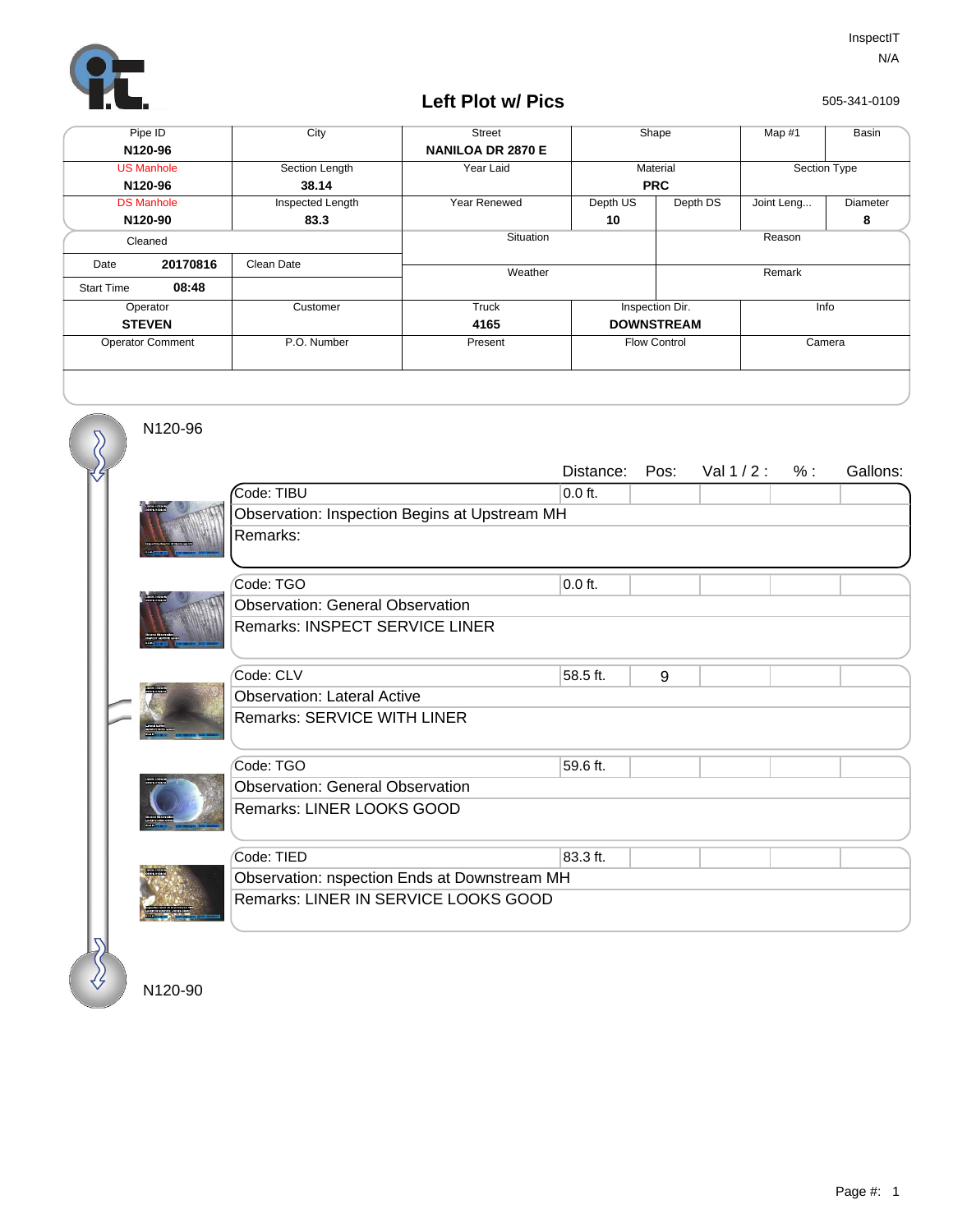InspectIT

N/A

# Left Plot w/ Pics

505-341-0109

| Pipe ID | City | Street | Shape | | Map #1 | Basin |
|---|---|---|---|---|---|---|
| **N120-96** | | **NANILOA DR 2870 E** | | | | |
| US Manhole | Section Length | Year Laid | Material | | Section Type | |
| **N120-96** | **38.14** | | **PRC** | | | |
| DS Manhole | Inspected Length | Year Renewed | Depth US | Depth DS | Joint Leng... | Diameter |
| **N120-90** | **83.3** | | **10** | | | **8** |

| Cleaned | | Situation | Reason |
|---|---|---|---|
| Date **20170816** | Clean Date | Weather | Remark |
| Start Time **08:48** | | | |

| Operator | Customer | Truck | Inspection Dir. | Info |
|---|---|---|---|---|
| **STEVEN** | | **4165** | **DOWNSTREAM** | |
| Operator Comment | P.O. Number | Present | Flow Control | Camera |

N120-96

| Code | Distance: | Pos: | Val 1 / 2 : | % : | Gallons: |
|---|---|---|---|---|---|
| Code: TIBU | 0.0 ft. | | | | |
| Observation: Inspection Begins at Upstream MH | | | | | |
| Remarks: | | | | | |
| Code: TGO | 0.0 ft. | | | | |
| Observation: General Observation | | | | | |
| Remarks: INSPECT SERVICE LINER | | | | | |
| Code: CLV | 58.5 ft. | 9 | | | |
| Observation: Lateral Active | | | | | |
| Remarks: SERVICE WITH LINER | | | | | |
| Code: TGO | 59.6 ft. | | | | |
| Observation: General Observation | | | | | |
| Remarks: LINER LOOKS GOOD | | | | | |
| Code: TIED | 83.3 ft. | | | | |
| Observation: nspection Ends at Downstream MH | | | | | |
| Remarks: LINER IN SERVICE LOOKS GOOD | | | | | |

N120-90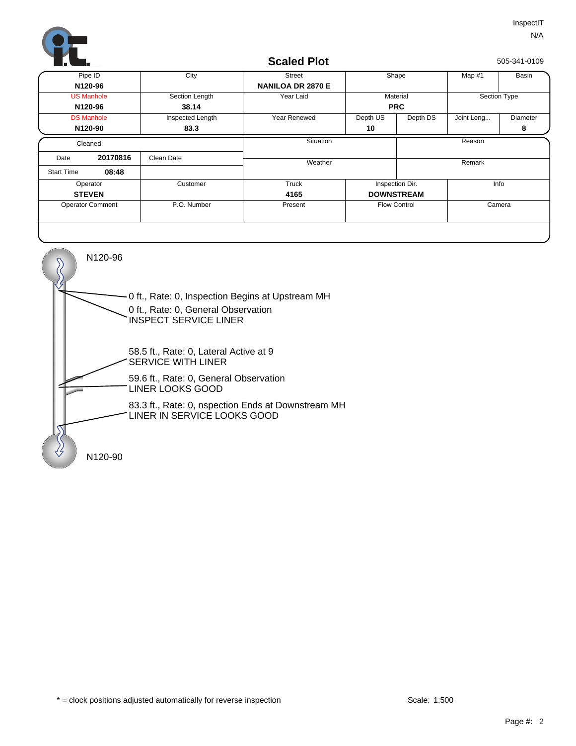InspectIT
N/A

# Scaled Plot

505-341-0109

| Pipe ID | City | Street | Shape | | Map #1 | Basin |
|---|---|---|---|---|---|---|
| **N120-96** | | **NANILOA DR 2870 E** | | | | |
| US Manhole | Section Length | Year Laid | Material | | Section Type | |
| **N120-96** | **38.14** | | **PRC** | | | |
| DS Manhole | Inspected Length | Year Renewed | Depth US | Depth DS | Joint Leng... | Diameter |
| **N120-90** | **83.3** | | **10** | | | **8** |

| Cleaned | | | Situation | | Reason |
|---|---|---|---|---|---|
| Date | **20170816** | Clean Date | Weather | | Remark |
| Start Time | **08:48** | | | | |
| Operator | | Customer | Truck | Inspection Dir. | Info |
| **STEVEN** | | | **4165** | **DOWNSTREAM** | |
| Operator Comment | | P.O. Number | Present | Flow Control | Camera |

N120-96

0 ft., Rate: 0, Inspection Begins at Upstream MH

0 ft., Rate: 0, General Observation
INSPECT SERVICE LINER

58.5 ft., Rate: 0, Lateral Active at 9
SERVICE WITH LINER

59.6 ft., Rate: 0, General Observation
LINER LOOKS GOOD

83.3 ft., Rate: 0, nspection Ends at Downstream MH
LINER IN SERVICE LOOKS GOOD

N120-90

* = clock positions adjusted automatically for reverse inspection

Scale: 1:500